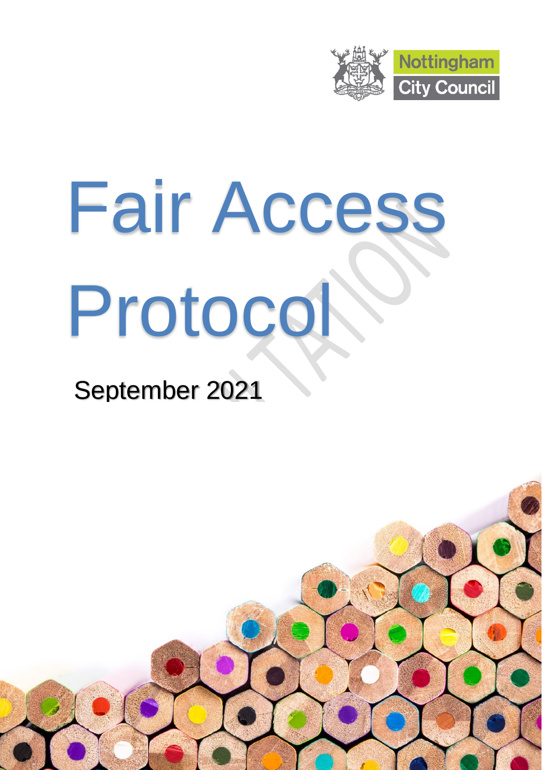Nottingham City Council

# Fair Access Protocol

September 2021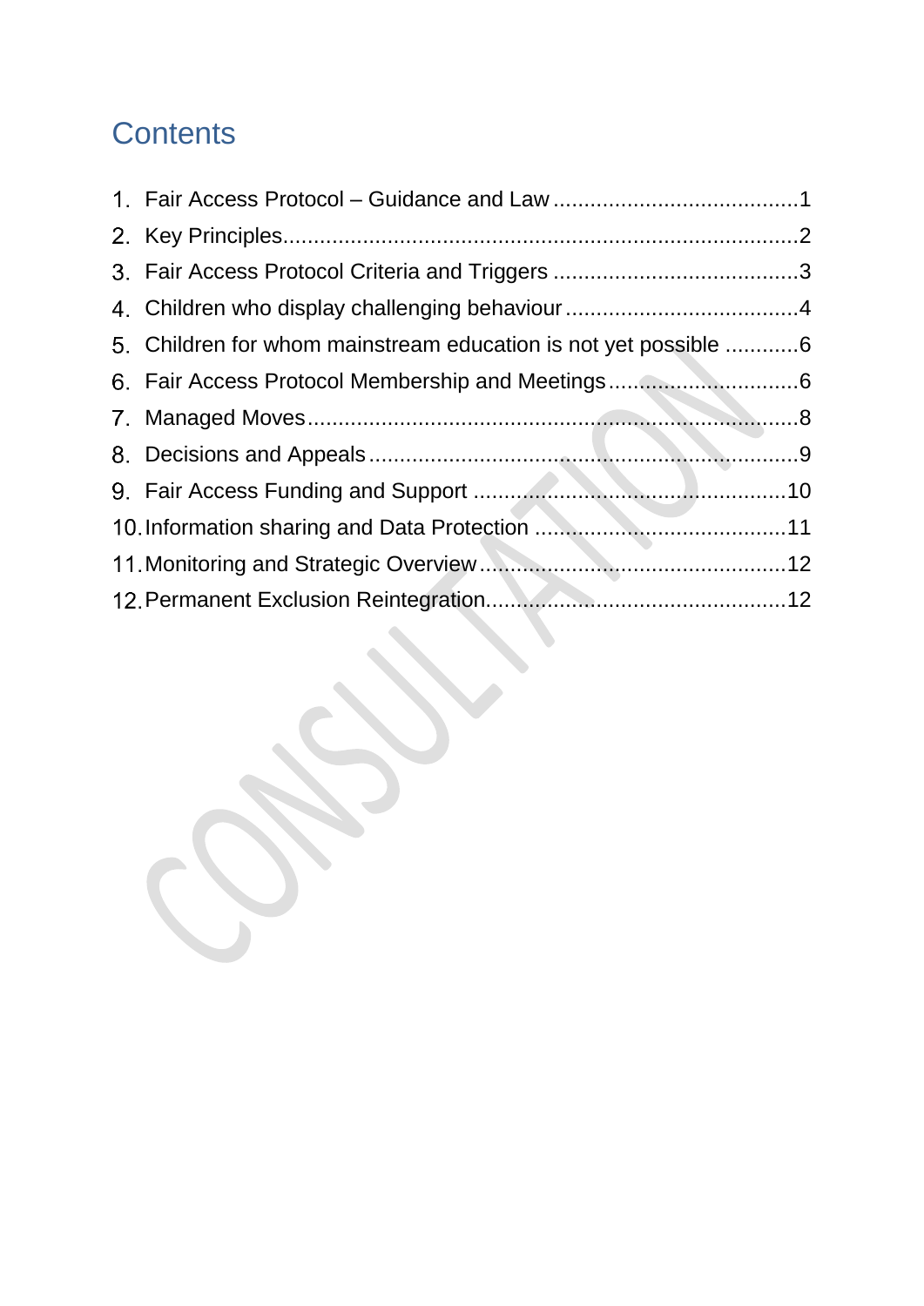# Contents

1. Fair Access Protocol – Guidance and Law ........................................1
2. Key Principles...................................................................................2
3. Fair Access Protocol Criteria and Triggers ........................................3
4. Children who display challenging behaviour ......................................4
5. Children for whom mainstream education is not yet possible ............6
6. Fair Access Protocol Membership and Meetings ...............................6
7. Managed Moves ................................................................................8
8. Decisions and Appeals ......................................................................9
9. Fair Access Funding and Support ...................................................10
10. Information sharing and Data Protection .........................................11
11. Monitoring and Strategic Overview ..................................................12
12. Permanent Exclusion Reintegration.................................................12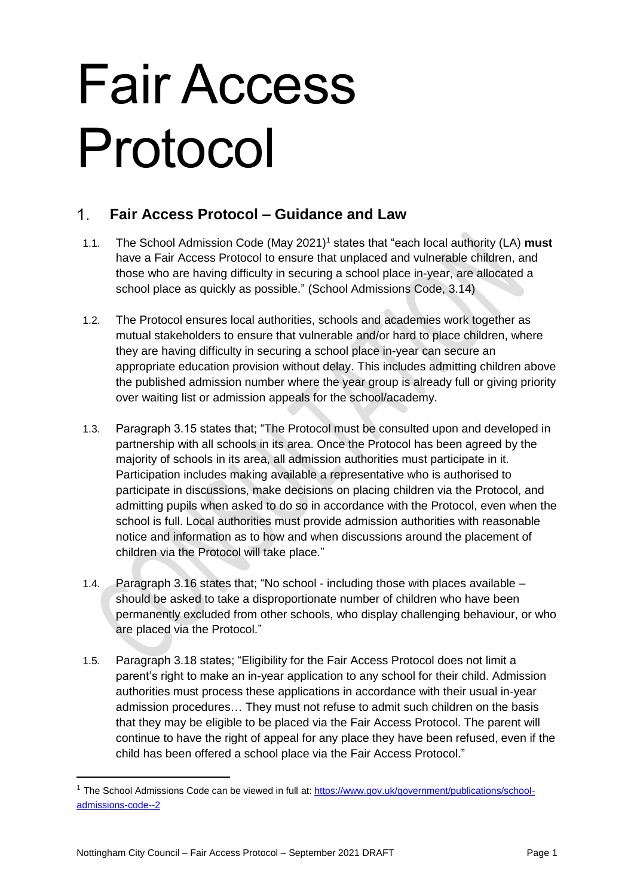# Fair Access Protocol

## 1. Fair Access Protocol – Guidance and Law

1.1. The School Admission Code (May 2021)[1] states that "each local authority (LA) **must** have a Fair Access Protocol to ensure that unplaced and vulnerable children, and those who are having difficulty in securing a school place in-year, are allocated a school place as quickly as possible." (School Admissions Code, 3.14)

1.2. The Protocol ensures local authorities, schools and academies work together as mutual stakeholders to ensure that vulnerable and/or hard to place children, where they are having difficulty in securing a school place in-year can secure an appropriate education provision without delay. This includes admitting children above the published admission number where the year group is already full or giving priority over waiting list or admission appeals for the school/academy.

1.3. Paragraph 3.15 states that; "The Protocol must be consulted upon and developed in partnership with all schools in its area. Once the Protocol has been agreed by the majority of schools in its area, all admission authorities must participate in it. Participation includes making available a representative who is authorised to participate in discussions, make decisions on placing children via the Protocol, and admitting pupils when asked to do so in accordance with the Protocol, even when the school is full. Local authorities must provide admission authorities with reasonable notice and information as to how and when discussions around the placement of children via the Protocol will take place."

1.4. Paragraph 3.16 states that; "No school - including those with places available – should be asked to take a disproportionate number of children who have been permanently excluded from other schools, who display challenging behaviour, or who are placed via the Protocol."

1.5. Paragraph 3.18 states; "Eligibility for the Fair Access Protocol does not limit a parent's right to make an in-year application to any school for their child. Admission authorities must process these applications in accordance with their usual in-year admission procedures… They must not refuse to admit such children on the basis that they may be eligible to be placed via the Fair Access Protocol. The parent will continue to have the right of appeal for any place they have been refused, even if the child has been offered a school place via the Fair Access Protocol."

---

[1] The School Admissions Code can be viewed in full at: https://www.gov.uk/government/publications/school-admissions-code--2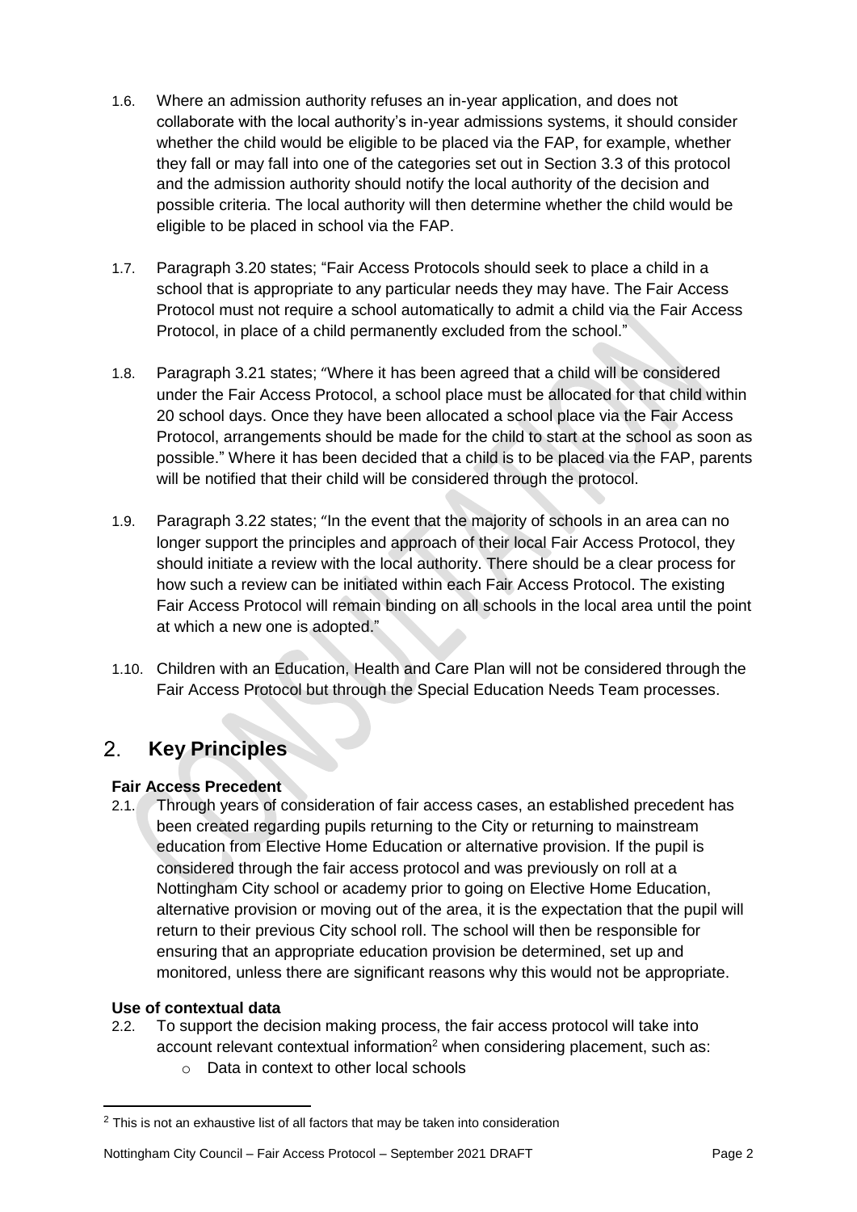1.6. Where an admission authority refuses an in-year application, and does not collaborate with the local authority's in-year admissions systems, it should consider whether the child would be eligible to be placed via the FAP, for example, whether they fall or may fall into one of the categories set out in Section 3.3 of this protocol and the admission authority should notify the local authority of the decision and possible criteria. The local authority will then determine whether the child would be eligible to be placed in school via the FAP.

1.7. Paragraph 3.20 states; "Fair Access Protocols should seek to place a child in a school that is appropriate to any particular needs they may have. The Fair Access Protocol must not require a school automatically to admit a child via the Fair Access Protocol, in place of a child permanently excluded from the school."

1.8. Paragraph 3.21 states; "Where it has been agreed that a child will be considered under the Fair Access Protocol, a school place must be allocated for that child within 20 school days. Once they have been allocated a school place via the Fair Access Protocol, arrangements should be made for the child to start at the school as soon as possible." Where it has been decided that a child is to be placed via the FAP, parents will be notified that their child will be considered through the protocol.

1.9. Paragraph 3.22 states; "In the event that the majority of schools in an area can no longer support the principles and approach of their local Fair Access Protocol, they should initiate a review with the local authority. There should be a clear process for how such a review can be initiated within each Fair Access Protocol. The existing Fair Access Protocol will remain binding on all schools in the local area until the point at which a new one is adopted."

1.10. Children with an Education, Health and Care Plan will not be considered through the Fair Access Protocol but through the Special Education Needs Team processes.

## 2. Key Principles

**Fair Access Precedent**

2.1. Through years of consideration of fair access cases, an established precedent has been created regarding pupils returning to the City or returning to mainstream education from Elective Home Education or alternative provision. If the pupil is considered through the fair access protocol and was previously on roll at a Nottingham City school or academy prior to going on Elective Home Education, alternative provision or moving out of the area, it is the expectation that the pupil will return to their previous City school roll. The school will then be responsible for ensuring that an appropriate education provision be determined, set up and monitored, unless there are significant reasons why this would not be appropriate.

**Use of contextual data**

2.2. To support the decision making process, the fair access protocol will take into account relevant contextual information[2] when considering placement, such as:

- Data in context to other local schools

[2] This is not an exhaustive list of all factors that may be taken into consideration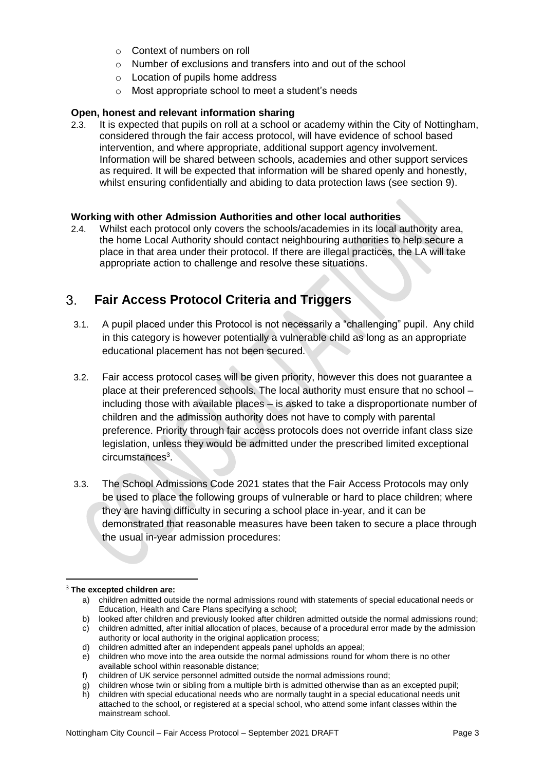- Context of numbers on roll
- Number of exclusions and transfers into and out of the school
- Location of pupils home address
- Most appropriate school to meet a student's needs

**Open, honest and relevant information sharing**

2.3. It is expected that pupils on roll at a school or academy within the City of Nottingham, considered through the fair access protocol, will have evidence of school based intervention, and where appropriate, additional support agency involvement. Information will be shared between schools, academies and other support services as required. It will be expected that information will be shared openly and honestly, whilst ensuring confidentially and abiding to data protection laws (see section 9).

**Working with other Admission Authorities and other local authorities**

2.4. Whilst each protocol only covers the schools/academies in its local authority area, the home Local Authority should contact neighbouring authorities to help secure a place in that area under their protocol. If there are illegal practices, the LA will take appropriate action to challenge and resolve these situations.

## 3. Fair Access Protocol Criteria and Triggers

3.1. A pupil placed under this Protocol is not necessarily a "challenging" pupil. Any child in this category is however potentially a vulnerable child as long as an appropriate educational placement has not been secured.

3.2. Fair access protocol cases will be given priority, however this does not guarantee a place at their preferenced schools. The local authority must ensure that no school – including those with available places – is asked to take a disproportionate number of children and the admission authority does not have to comply with parental preference. Priority through fair access protocols does not override infant class size legislation, unless they would be admitted under the prescribed limited exceptional circumstances[3].

3.3. The School Admissions Code 2021 states that the Fair Access Protocols may only be used to place the following groups of vulnerable or hard to place children; where they are having difficulty in securing a school place in-year, and it can be demonstrated that reasonable measures have been taken to secure a place through the usual in-year admission procedures:

---

[3] **The excepted children are:**

a) children admitted outside the normal admissions round with statements of special educational needs or Education, Health and Care Plans specifying a school;
b) looked after children and previously looked after children admitted outside the normal admissions round;
c) children admitted, after initial allocation of places, because of a procedural error made by the admission authority or local authority in the original application process;
d) children admitted after an independent appeals panel upholds an appeal;
e) children who move into the area outside the normal admissions round for whom there is no other available school within reasonable distance;
f) children of UK service personnel admitted outside the normal admissions round;
g) children whose twin or sibling from a multiple birth is admitted otherwise than as an excepted pupil;
h) children with special educational needs who are normally taught in a special educational needs unit attached to the school, or registered at a special school, who attend some infant classes within the mainstream school.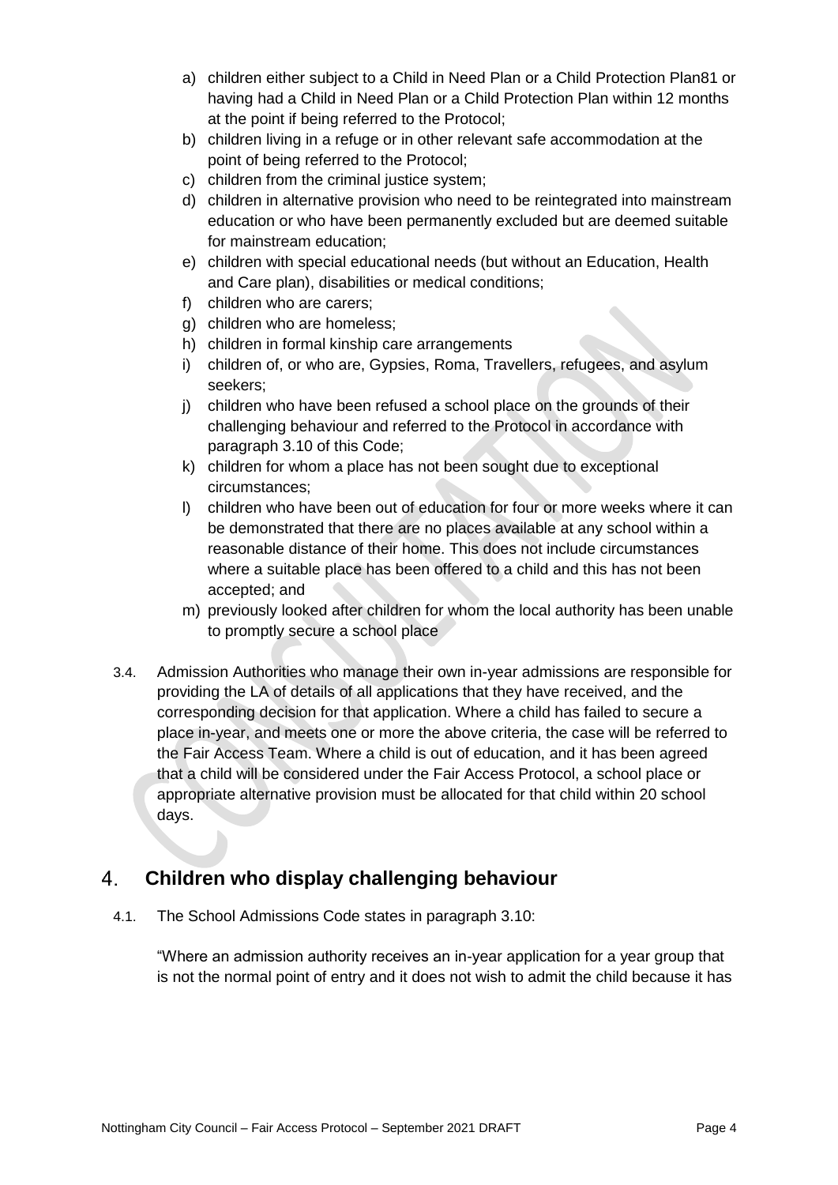a) children either subject to a Child in Need Plan or a Child Protection Plan81 or having had a Child in Need Plan or a Child Protection Plan within 12 months at the point if being referred to the Protocol;
b) children living in a refuge or in other relevant safe accommodation at the point of being referred to the Protocol;
c) children from the criminal justice system;
d) children in alternative provision who need to be reintegrated into mainstream education or who have been permanently excluded but are deemed suitable for mainstream education;
e) children with special educational needs (but without an Education, Health and Care plan), disabilities or medical conditions;
f) children who are carers;
g) children who are homeless;
h) children in formal kinship care arrangements
i) children of, or who are, Gypsies, Roma, Travellers, refugees, and asylum seekers;
j) children who have been refused a school place on the grounds of their challenging behaviour and referred to the Protocol in accordance with paragraph 3.10 of this Code;
k) children for whom a place has not been sought due to exceptional circumstances;
l) children who have been out of education for four or more weeks where it can be demonstrated that there are no places available at any school within a reasonable distance of their home. This does not include circumstances where a suitable place has been offered to a child and this has not been accepted; and
m) previously looked after children for whom the local authority has been unable to promptly secure a school place

3.4. Admission Authorities who manage their own in-year admissions are responsible for providing the LA of details of all applications that they have received, and the corresponding decision for that application. Where a child has failed to secure a place in-year, and meets one or more the above criteria, the case will be referred to the Fair Access Team. Where a child is out of education, and it has been agreed that a child will be considered under the Fair Access Protocol, a school place or appropriate alternative provision must be allocated for that child within 20 school days.

## 4. Children who display challenging behaviour

4.1. The School Admissions Code states in paragraph 3.10:

"Where an admission authority receives an in-year application for a year group that is not the normal point of entry and it does not wish to admit the child because it has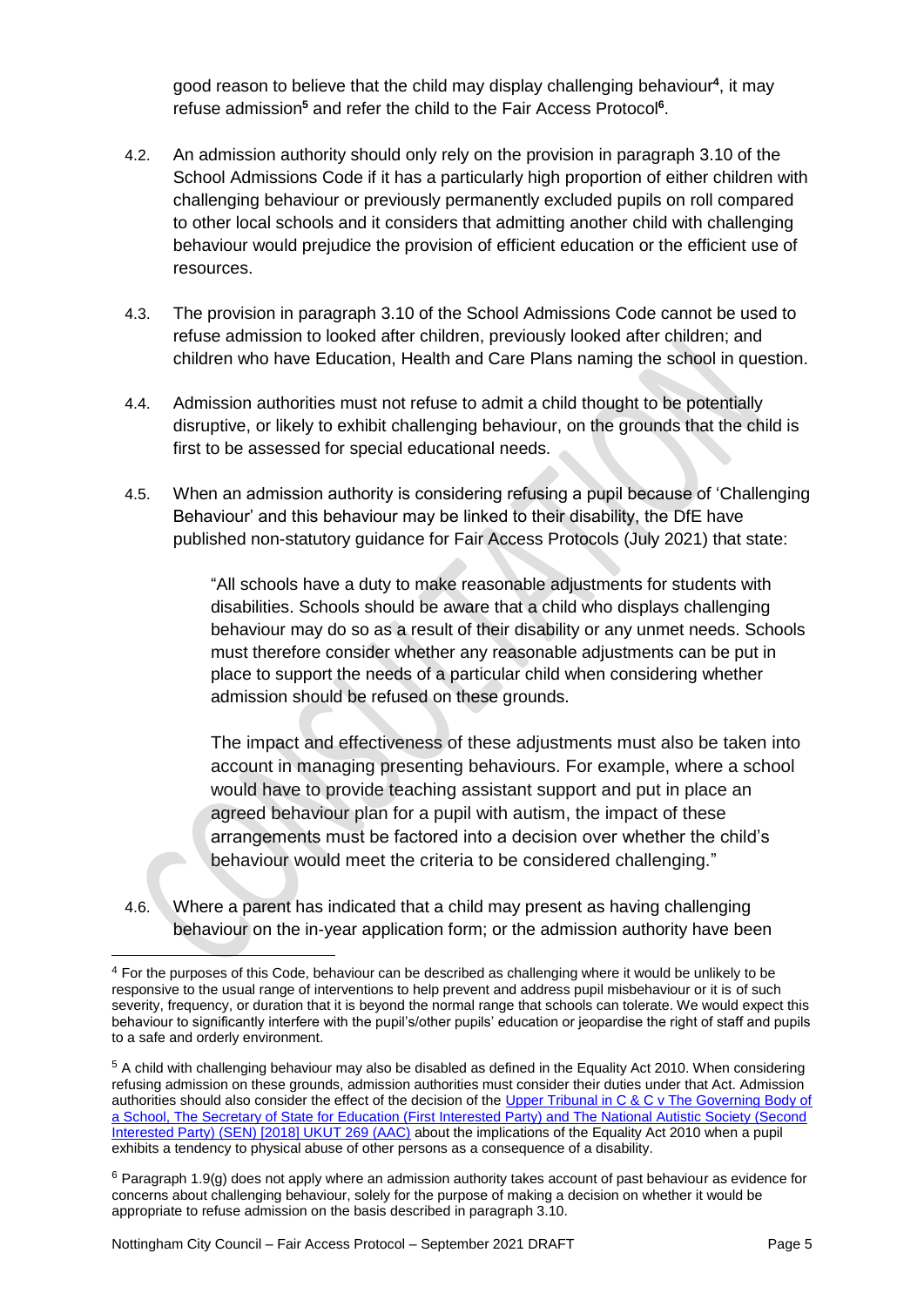good reason to believe that the child may display challenging behaviour[4], it may refuse admission[5] and refer the child to the Fair Access Protocol[6].

4.2. An admission authority should only rely on the provision in paragraph 3.10 of the School Admissions Code if it has a particularly high proportion of either children with challenging behaviour or previously permanently excluded pupils on roll compared to other local schools and it considers that admitting another child with challenging behaviour would prejudice the provision of efficient education or the efficient use of resources.

4.3. The provision in paragraph 3.10 of the School Admissions Code cannot be used to refuse admission to looked after children, previously looked after children; and children who have Education, Health and Care Plans naming the school in question.

4.4. Admission authorities must not refuse to admit a child thought to be potentially disruptive, or likely to exhibit challenging behaviour, on the grounds that the child is first to be assessed for special educational needs.

4.5. When an admission authority is considering refusing a pupil because of 'Challenging Behaviour' and this behaviour may be linked to their disability, the DfE have published non-statutory guidance for Fair Access Protocols (July 2021) that state:

> "All schools have a duty to make reasonable adjustments for students with disabilities. Schools should be aware that a child who displays challenging behaviour may do so as a result of their disability or any unmet needs. Schools must therefore consider whether any reasonable adjustments can be put in place to support the needs of a particular child when considering whether admission should be refused on these grounds.
>
> The impact and effectiveness of these adjustments must also be taken into account in managing presenting behaviours. For example, where a school would have to provide teaching assistant support and put in place an agreed behaviour plan for a pupil with autism, the impact of these arrangements must be factored into a decision over whether the child's behaviour would meet the criteria to be considered challenging."

4.6. Where a parent has indicated that a child may present as having challenging behaviour on the in-year application form; or the admission authority have been

---

[4] For the purposes of this Code, behaviour can be described as challenging where it would be unlikely to be responsive to the usual range of interventions to help prevent and address pupil misbehaviour or it is of such severity, frequency, or duration that it is beyond the normal range that schools can tolerate. We would expect this behaviour to significantly interfere with the pupil's/other pupils' education or jeopardise the right of staff and pupils to a safe and orderly environment.

[5] A child with challenging behaviour may also be disabled as defined in the Equality Act 2010. When considering refusing admission on these grounds, admission authorities must consider their duties under that Act. Admission authorities should also consider the effect of the decision of the [Upper Tribunal in C & C v The Governing Body of a School, The Secretary of State for Education (First Interested Party) and The National Autistic Society (Second Interested Party) (SEN) [2018] UKUT 269 (AAC)] about the implications of the Equality Act 2010 when a pupil exhibits a tendency to physical abuse of other persons as a consequence of a disability.

[6] Paragraph 1.9(g) does not apply where an admission authority takes account of past behaviour as evidence for concerns about challenging behaviour, solely for the purpose of making a decision on whether it would be appropriate to refuse admission on the basis described in paragraph 3.10.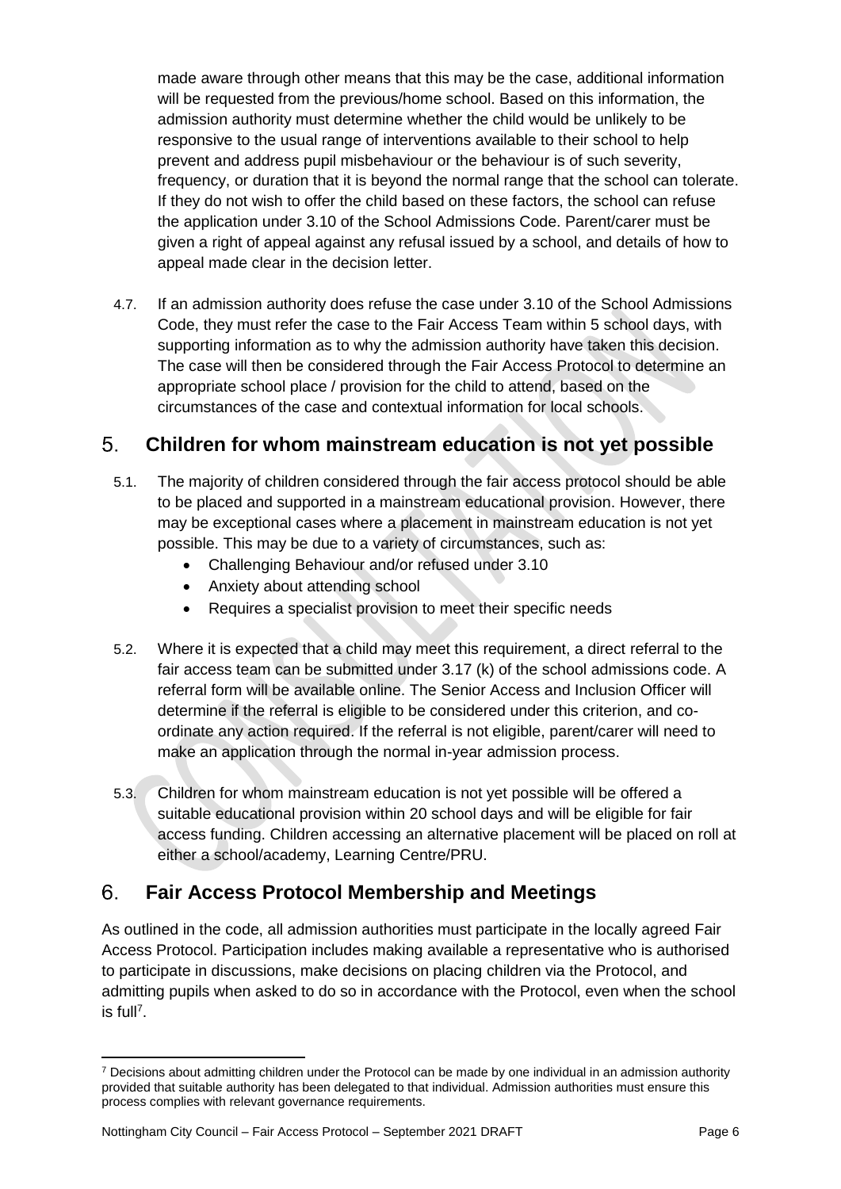made aware through other means that this may be the case, additional information will be requested from the previous/home school. Based on this information, the admission authority must determine whether the child would be unlikely to be responsive to the usual range of interventions available to their school to help prevent and address pupil misbehaviour or the behaviour is of such severity, frequency, or duration that it is beyond the normal range that the school can tolerate. If they do not wish to offer the child based on these factors, the school can refuse the application under 3.10 of the School Admissions Code. Parent/carer must be given a right of appeal against any refusal issued by a school, and details of how to appeal made clear in the decision letter.

4.7. If an admission authority does refuse the case under 3.10 of the School Admissions Code, they must refer the case to the Fair Access Team within 5 school days, with supporting information as to why the admission authority have taken this decision. The case will then be considered through the Fair Access Protocol to determine an appropriate school place / provision for the child to attend, based on the circumstances of the case and contextual information for local schools.

## 5. Children for whom mainstream education is not yet possible

5.1. The majority of children considered through the fair access protocol should be able to be placed and supported in a mainstream educational provision. However, there may be exceptional cases where a placement in mainstream education is not yet possible. This may be due to a variety of circumstances, such as:

- Challenging Behaviour and/or refused under 3.10
- Anxiety about attending school
- Requires a specialist provision to meet their specific needs

5.2. Where it is expected that a child may meet this requirement, a direct referral to the fair access team can be submitted under 3.17 (k) of the school admissions code. A referral form will be available online. The Senior Access and Inclusion Officer will determine if the referral is eligible to be considered under this criterion, and co-ordinate any action required. If the referral is not eligible, parent/carer will need to make an application through the normal in-year admission process.

5.3. Children for whom mainstream education is not yet possible will be offered a suitable educational provision within 20 school days and will be eligible for fair access funding. Children accessing an alternative placement will be placed on roll at either a school/academy, Learning Centre/PRU.

## 6. Fair Access Protocol Membership and Meetings

As outlined in the code, all admission authorities must participate in the locally agreed Fair Access Protocol. Participation includes making available a representative who is authorised to participate in discussions, make decisions on placing children via the Protocol, and admitting pupils when asked to do so in accordance with the Protocol, even when the school is full[7].

[7] Decisions about admitting children under the Protocol can be made by one individual in an admission authority provided that suitable authority has been delegated to that individual. Admission authorities must ensure this process complies with relevant governance requirements.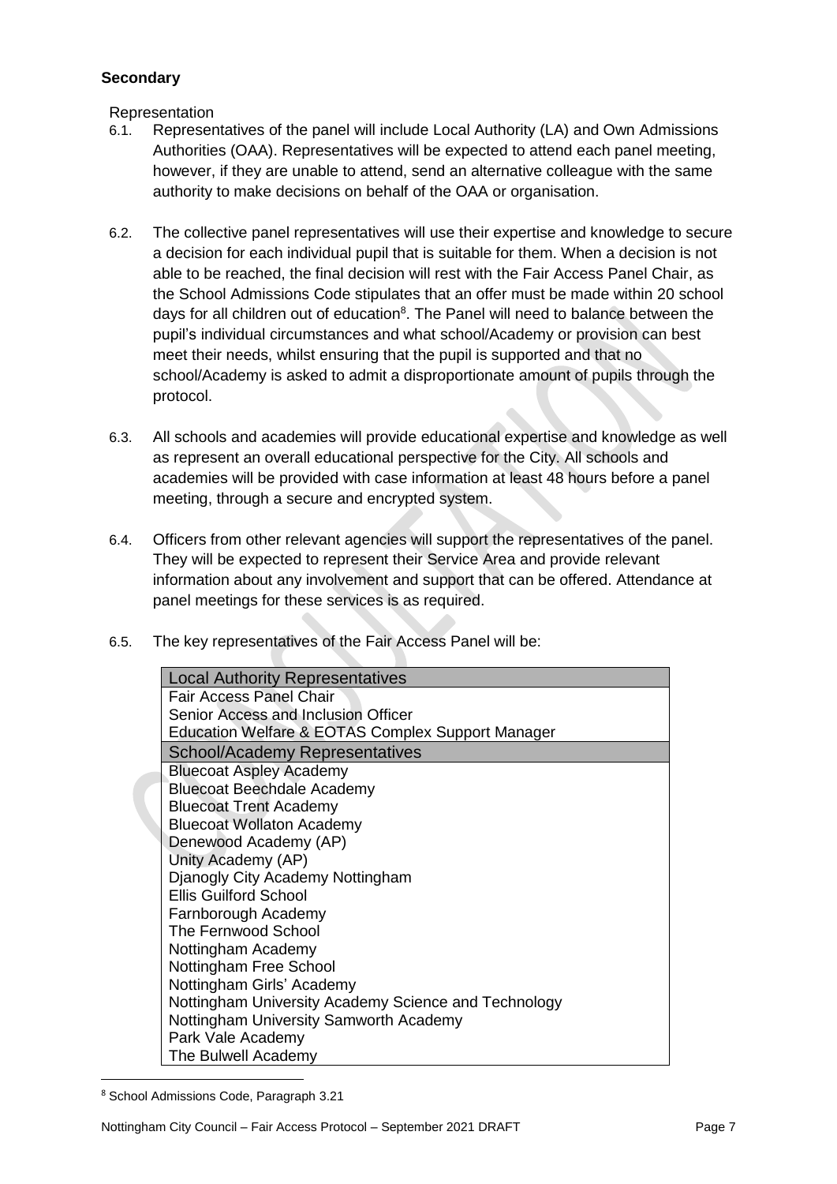**Secondary**

Representation

6.1. Representatives of the panel will include Local Authority (LA) and Own Admissions Authorities (OAA). Representatives will be expected to attend each panel meeting, however, if they are unable to attend, send an alternative colleague with the same authority to make decisions on behalf of the OAA or organisation.

6.2. The collective panel representatives will use their expertise and knowledge to secure a decision for each individual pupil that is suitable for them. When a decision is not able to be reached, the final decision will rest with the Fair Access Panel Chair, as the School Admissions Code stipulates that an offer must be made within 20 school days for all children out of education[8]. The Panel will need to balance between the pupil's individual circumstances and what school/Academy or provision can best meet their needs, whilst ensuring that the pupil is supported and that no school/Academy is asked to admit a disproportionate amount of pupils through the protocol.

6.3. All schools and academies will provide educational expertise and knowledge as well as represent an overall educational perspective for the City. All schools and academies will be provided with case information at least 48 hours before a panel meeting, through a secure and encrypted system.

6.4. Officers from other relevant agencies will support the representatives of the panel. They will be expected to represent their Service Area and provide relevant information about any involvement and support that can be offered. Attendance at panel meetings for these services is as required.

6.5. The key representatives of the Fair Access Panel will be:

| Local Authority Representatives |
| --- |
| Fair Access Panel Chair |
| Senior Access and Inclusion Officer |
| Education Welfare & EOTAS Complex Support Manager |
| **School/Academy Representatives** |
| Bluecoat Aspley Academy |
| Bluecoat Beechdale Academy |
| Bluecoat Trent Academy |
| Bluecoat Wollaton Academy |
| Denewood Academy (AP) |
| Unity Academy (AP) |
| Djanogly City Academy Nottingham |
| Ellis Guilford School |
| Farnborough Academy |
| The Fernwood School |
| Nottingham Academy |
| Nottingham Free School |
| Nottingham Girls' Academy |
| Nottingham University Academy Science and Technology |
| Nottingham University Samworth Academy |
| Park Vale Academy |
| The Bulwell Academy |

[8] School Admissions Code, Paragraph 3.21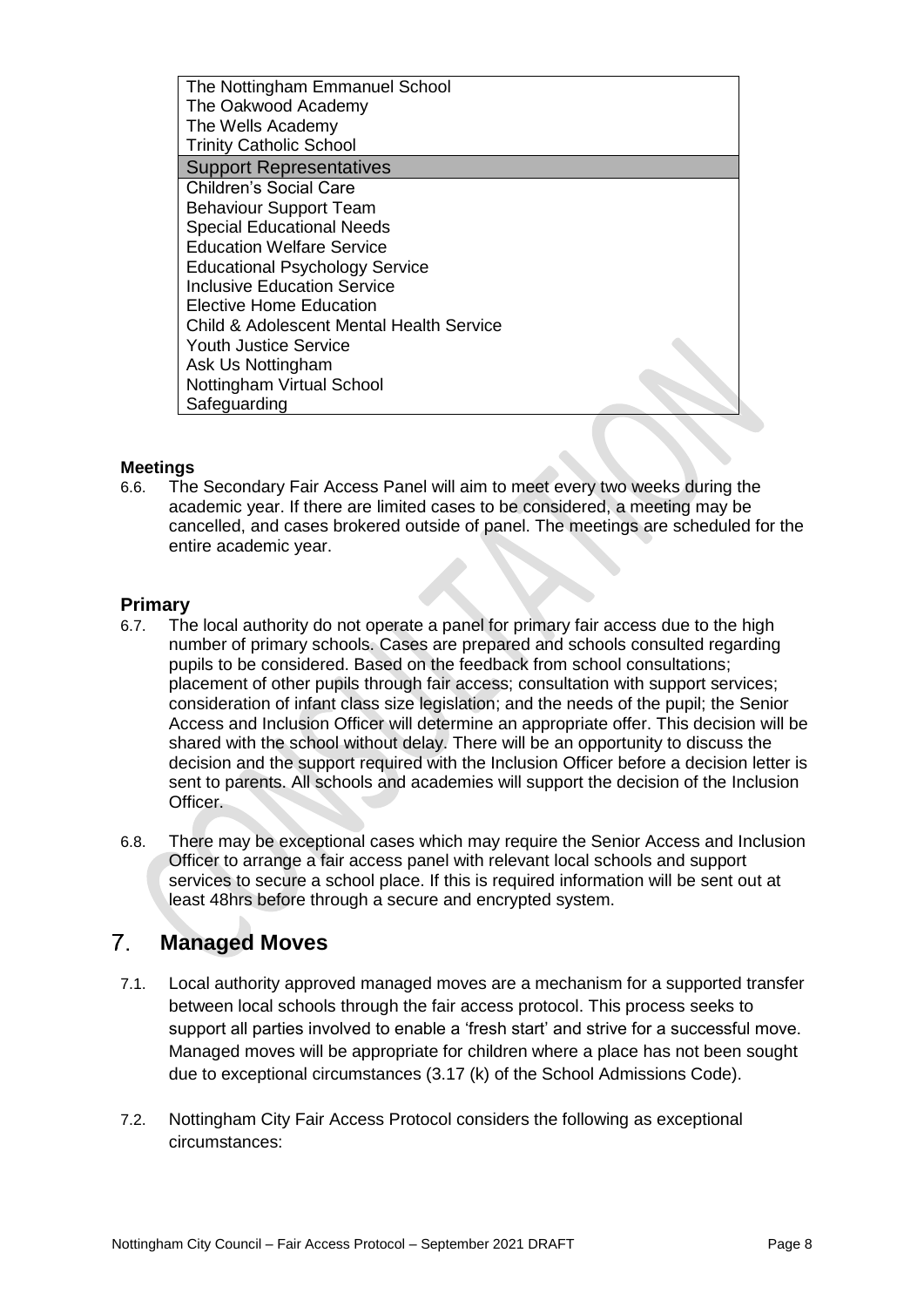| The Nottingham Emmanuel School |
| --- |
| The Oakwood Academy |
| The Wells Academy |
| Trinity Catholic School |
| **Support Representatives** |
| Children's Social Care |
| Behaviour Support Team |
| Special Educational Needs |
| Education Welfare Service |
| Educational Psychology Service |
| Inclusive Education Service |
| Elective Home Education |
| Child & Adolescent Mental Health Service |
| Youth Justice Service |
| Ask Us Nottingham |
| Nottingham Virtual School |
| Safeguarding |

**Meetings**

6.6. The Secondary Fair Access Panel will aim to meet every two weeks during the academic year. If there are limited cases to be considered, a meeting may be cancelled, and cases brokered outside of panel. The meetings are scheduled for the entire academic year.

### Primary

6.7. The local authority do not operate a panel for primary fair access due to the high number of primary schools. Cases are prepared and schools consulted regarding pupils to be considered. Based on the feedback from school consultations; placement of other pupils through fair access; consultation with support services; consideration of infant class size legislation; and the needs of the pupil; the Senior Access and Inclusion Officer will determine an appropriate offer. This decision will be shared with the school without delay. There will be an opportunity to discuss the decision and the support required with the Inclusion Officer before a decision letter is sent to parents. All schools and academies will support the decision of the Inclusion Officer.

6.8. There may be exceptional cases which may require the Senior Access and Inclusion Officer to arrange a fair access panel with relevant local schools and support services to secure a school place. If this is required information will be sent out at least 48hrs before through a secure and encrypted system.

## 7. Managed Moves

7.1. Local authority approved managed moves are a mechanism for a supported transfer between local schools through the fair access protocol. This process seeks to support all parties involved to enable a 'fresh start' and strive for a successful move. Managed moves will be appropriate for children where a place has not been sought due to exceptional circumstances (3.17 (k) of the School Admissions Code).

7.2. Nottingham City Fair Access Protocol considers the following as exceptional circumstances: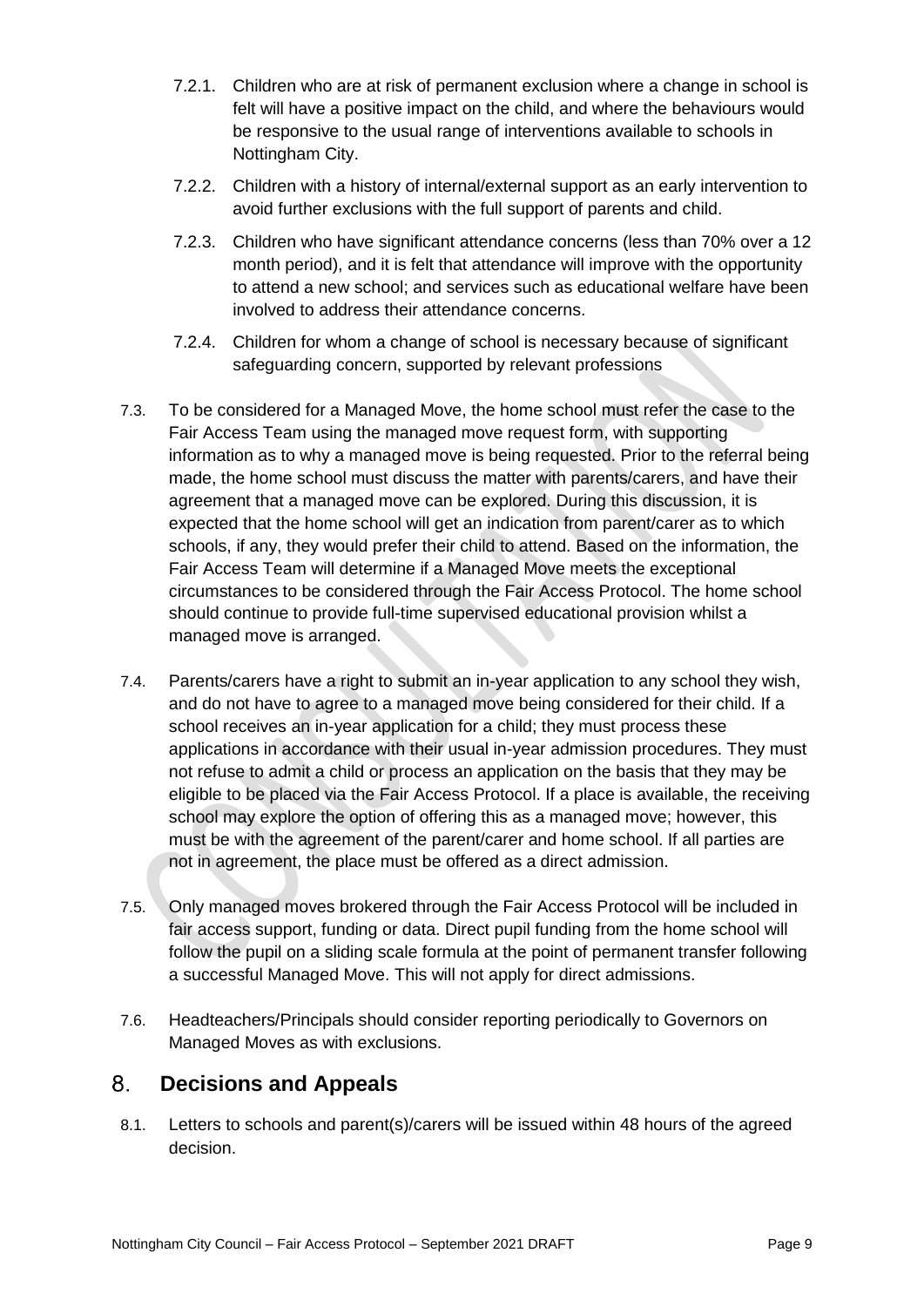7.2.1. Children who are at risk of permanent exclusion where a change in school is felt will have a positive impact on the child, and where the behaviours would be responsive to the usual range of interventions available to schools in Nottingham City.

7.2.2. Children with a history of internal/external support as an early intervention to avoid further exclusions with the full support of parents and child.

7.2.3. Children who have significant attendance concerns (less than 70% over a 12 month period), and it is felt that attendance will improve with the opportunity to attend a new school; and services such as educational welfare have been involved to address their attendance concerns.

7.2.4. Children for whom a change of school is necessary because of significant safeguarding concern, supported by relevant professions

7.3. To be considered for a Managed Move, the home school must refer the case to the Fair Access Team using the managed move request form, with supporting information as to why a managed move is being requested. Prior to the referral being made, the home school must discuss the matter with parents/carers, and have their agreement that a managed move can be explored. During this discussion, it is expected that the home school will get an indication from parent/carer as to which schools, if any, they would prefer their child to attend. Based on the information, the Fair Access Team will determine if a Managed Move meets the exceptional circumstances to be considered through the Fair Access Protocol. The home school should continue to provide full-time supervised educational provision whilst a managed move is arranged.

7.4. Parents/carers have a right to submit an in-year application to any school they wish, and do not have to agree to a managed move being considered for their child. If a school receives an in-year application for a child; they must process these applications in accordance with their usual in-year admission procedures. They must not refuse to admit a child or process an application on the basis that they may be eligible to be placed via the Fair Access Protocol. If a place is available, the receiving school may explore the option of offering this as a managed move; however, this must be with the agreement of the parent/carer and home school. If all parties are not in agreement, the place must be offered as a direct admission.

7.5. Only managed moves brokered through the Fair Access Protocol will be included in fair access support, funding or data. Direct pupil funding from the home school will follow the pupil on a sliding scale formula at the point of permanent transfer following a successful Managed Move. This will not apply for direct admissions.

7.6. Headteachers/Principals should consider reporting periodically to Governors on Managed Moves as with exclusions.

## 8. Decisions and Appeals

8.1. Letters to schools and parent(s)/carers will be issued within 48 hours of the agreed decision.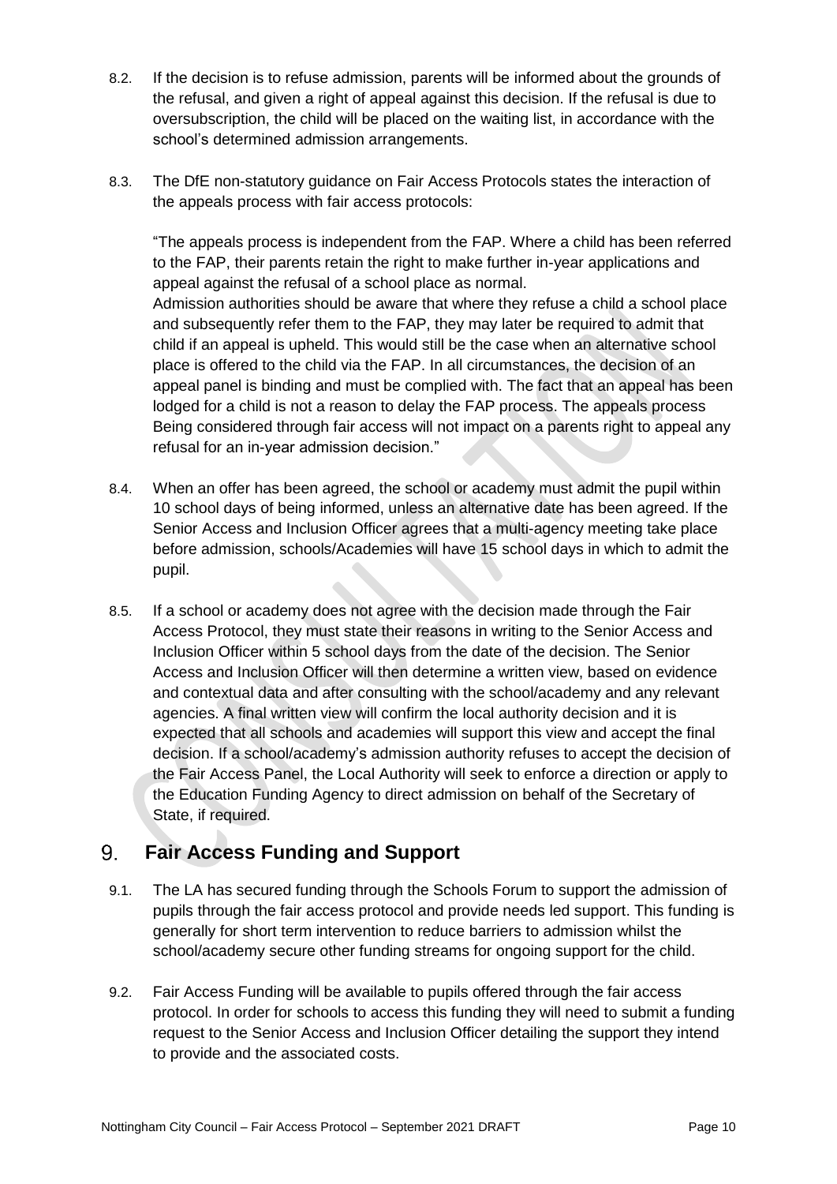8.2. If the decision is to refuse admission, parents will be informed about the grounds of the refusal, and given a right of appeal against this decision. If the refusal is due to oversubscription, the child will be placed on the waiting list, in accordance with the school's determined admission arrangements.

8.3. The DfE non-statutory guidance on Fair Access Protocols states the interaction of the appeals process with fair access protocols:

"The appeals process is independent from the FAP. Where a child has been referred to the FAP, their parents retain the right to make further in-year applications and appeal against the refusal of a school place as normal.
Admission authorities should be aware that where they refuse a child a school place and subsequently refer them to the FAP, they may later be required to admit that child if an appeal is upheld. This would still be the case when an alternative school place is offered to the child via the FAP. In all circumstances, the decision of an appeal panel is binding and must be complied with. The fact that an appeal has been lodged for a child is not a reason to delay the FAP process. The appeals process Being considered through fair access will not impact on a parents right to appeal any refusal for an in-year admission decision."

8.4. When an offer has been agreed, the school or academy must admit the pupil within 10 school days of being informed, unless an alternative date has been agreed. If the Senior Access and Inclusion Officer agrees that a multi-agency meeting take place before admission, schools/Academies will have 15 school days in which to admit the pupil.

8.5. If a school or academy does not agree with the decision made through the Fair Access Protocol, they must state their reasons in writing to the Senior Access and Inclusion Officer within 5 school days from the date of the decision. The Senior Access and Inclusion Officer will then determine a written view, based on evidence and contextual data and after consulting with the school/academy and any relevant agencies. A final written view will confirm the local authority decision and it is expected that all schools and academies will support this view and accept the final decision. If a school/academy's admission authority refuses to accept the decision of the Fair Access Panel, the Local Authority will seek to enforce a direction or apply to the Education Funding Agency to direct admission on behalf of the Secretary of State, if required.

## 9. Fair Access Funding and Support

9.1. The LA has secured funding through the Schools Forum to support the admission of pupils through the fair access protocol and provide needs led support. This funding is generally for short term intervention to reduce barriers to admission whilst the school/academy secure other funding streams for ongoing support for the child.

9.2. Fair Access Funding will be available to pupils offered through the fair access protocol. In order for schools to access this funding they will need to submit a funding request to the Senior Access and Inclusion Officer detailing the support they intend to provide and the associated costs.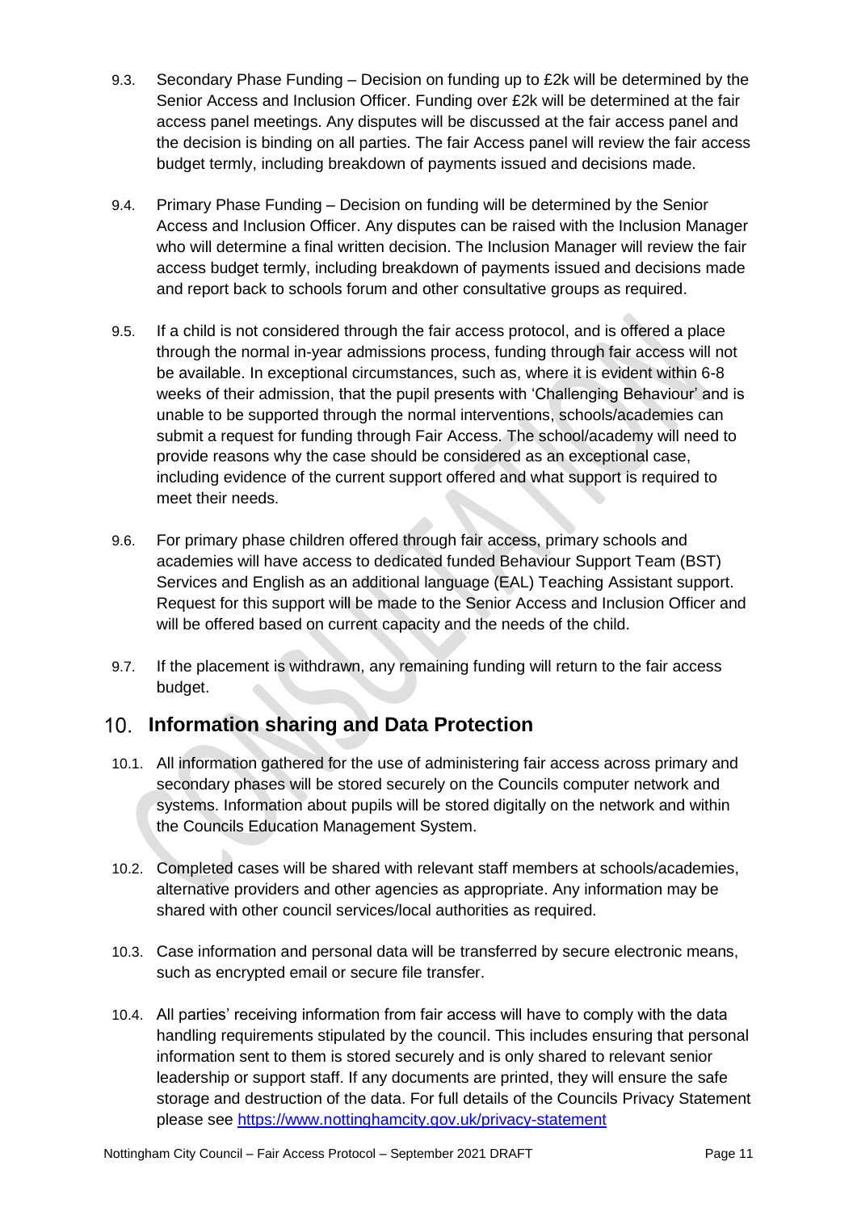9.3. Secondary Phase Funding – Decision on funding up to £2k will be determined by the Senior Access and Inclusion Officer. Funding over £2k will be determined at the fair access panel meetings. Any disputes will be discussed at the fair access panel and the decision is binding on all parties. The fair Access panel will review the fair access budget termly, including breakdown of payments issued and decisions made.

9.4. Primary Phase Funding – Decision on funding will be determined by the Senior Access and Inclusion Officer. Any disputes can be raised with the Inclusion Manager who will determine a final written decision. The Inclusion Manager will review the fair access budget termly, including breakdown of payments issued and decisions made and report back to schools forum and other consultative groups as required.

9.5. If a child is not considered through the fair access protocol, and is offered a place through the normal in-year admissions process, funding through fair access will not be available. In exceptional circumstances, such as, where it is evident within 6-8 weeks of their admission, that the pupil presents with 'Challenging Behaviour' and is unable to be supported through the normal interventions, schools/academies can submit a request for funding through Fair Access. The school/academy will need to provide reasons why the case should be considered as an exceptional case, including evidence of the current support offered and what support is required to meet their needs.

9.6. For primary phase children offered through fair access, primary schools and academies will have access to dedicated funded Behaviour Support Team (BST) Services and English as an additional language (EAL) Teaching Assistant support. Request for this support will be made to the Senior Access and Inclusion Officer and will be offered based on current capacity and the needs of the child.

9.7. If the placement is withdrawn, any remaining funding will return to the fair access budget.

## 10. Information sharing and Data Protection

10.1. All information gathered for the use of administering fair access across primary and secondary phases will be stored securely on the Councils computer network and systems. Information about pupils will be stored digitally on the network and within the Councils Education Management System.

10.2. Completed cases will be shared with relevant staff members at schools/academies, alternative providers and other agencies as appropriate. Any information may be shared with other council services/local authorities as required.

10.3. Case information and personal data will be transferred by secure electronic means, such as encrypted email or secure file transfer.

10.4. All parties' receiving information from fair access will have to comply with the data handling requirements stipulated by the council. This includes ensuring that personal information sent to them is stored securely and is only shared to relevant senior leadership or support staff. If any documents are printed, they will ensure the safe storage and destruction of the data. For full details of the Councils Privacy Statement please see https://www.nottinghamcity.gov.uk/privacy-statement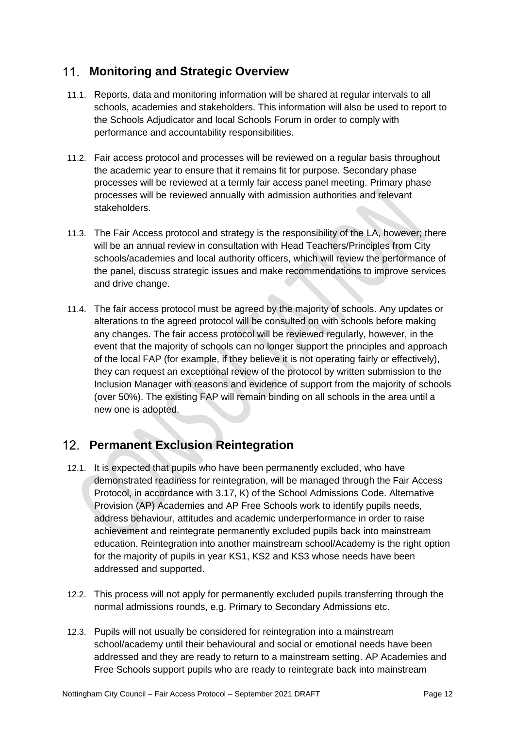## 11. Monitoring and Strategic Overview

11.1. Reports, data and monitoring information will be shared at regular intervals to all schools, academies and stakeholders. This information will also be used to report to the Schools Adjudicator and local Schools Forum in order to comply with performance and accountability responsibilities.

11.2. Fair access protocol and processes will be reviewed on a regular basis throughout the academic year to ensure that it remains fit for purpose. Secondary phase processes will be reviewed at a termly fair access panel meeting. Primary phase processes will be reviewed annually with admission authorities and relevant stakeholders.

11.3. The Fair Access protocol and strategy is the responsibility of the LA, however; there will be an annual review in consultation with Head Teachers/Principles from City schools/academies and local authority officers, which will review the performance of the panel, discuss strategic issues and make recommendations to improve services and drive change.

11.4. The fair access protocol must be agreed by the majority of schools. Any updates or alterations to the agreed protocol will be consulted on with schools before making any changes. The fair access protocol will be reviewed regularly, however, in the event that the majority of schools can no longer support the principles and approach of the local FAP (for example, if they believe it is not operating fairly or effectively), they can request an exceptional review of the protocol by written submission to the Inclusion Manager with reasons and evidence of support from the majority of schools (over 50%). The existing FAP will remain binding on all schools in the area until a new one is adopted.

## 12. Permanent Exclusion Reintegration

12.1. It is expected that pupils who have been permanently excluded, who have demonstrated readiness for reintegration, will be managed through the Fair Access Protocol, in accordance with 3.17, K) of the School Admissions Code. Alternative Provision (AP) Academies and AP Free Schools work to identify pupils needs, address behaviour, attitudes and academic underperformance in order to raise achievement and reintegrate permanently excluded pupils back into mainstream education. Reintegration into another mainstream school/Academy is the right option for the majority of pupils in year KS1, KS2 and KS3 whose needs have been addressed and supported.

12.2. This process will not apply for permanently excluded pupils transferring through the normal admissions rounds, e.g. Primary to Secondary Admissions etc.

12.3. Pupils will not usually be considered for reintegration into a mainstream school/academy until their behavioural and social or emotional needs have been addressed and they are ready to return to a mainstream setting. AP Academies and Free Schools support pupils who are ready to reintegrate back into mainstream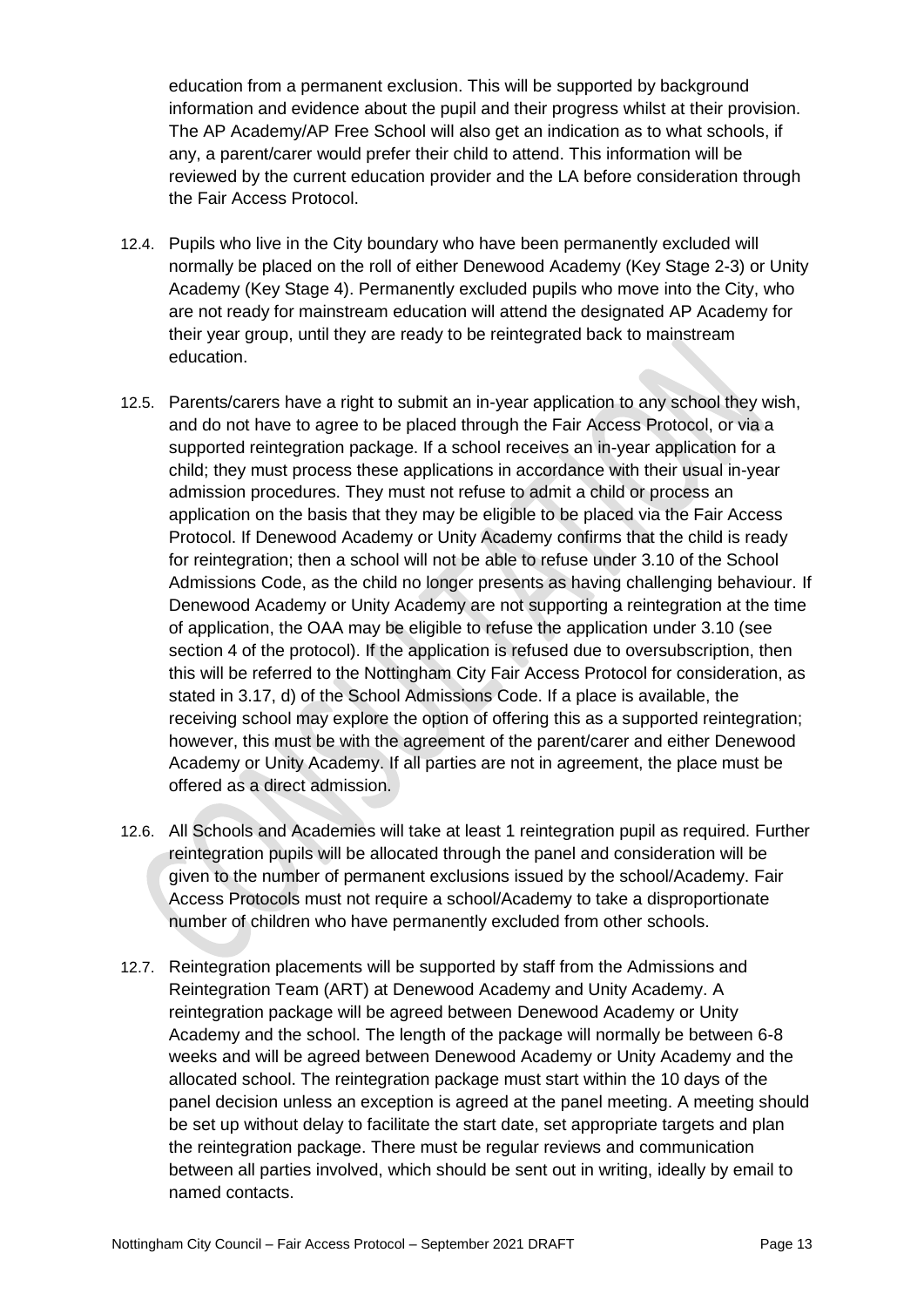education from a permanent exclusion. This will be supported by background information and evidence about the pupil and their progress whilst at their provision. The AP Academy/AP Free School will also get an indication as to what schools, if any, a parent/carer would prefer their child to attend. This information will be reviewed by the current education provider and the LA before consideration through the Fair Access Protocol.

12.4. Pupils who live in the City boundary who have been permanently excluded will normally be placed on the roll of either Denewood Academy (Key Stage 2-3) or Unity Academy (Key Stage 4). Permanently excluded pupils who move into the City, who are not ready for mainstream education will attend the designated AP Academy for their year group, until they are ready to be reintegrated back to mainstream education.

12.5. Parents/carers have a right to submit an in-year application to any school they wish, and do not have to agree to be placed through the Fair Access Protocol, or via a supported reintegration package. If a school receives an in-year application for a child; they must process these applications in accordance with their usual in-year admission procedures. They must not refuse to admit a child or process an application on the basis that they may be eligible to be placed via the Fair Access Protocol. If Denewood Academy or Unity Academy confirms that the child is ready for reintegration; then a school will not be able to refuse under 3.10 of the School Admissions Code, as the child no longer presents as having challenging behaviour. If Denewood Academy or Unity Academy are not supporting a reintegration at the time of application, the OAA may be eligible to refuse the application under 3.10 (see section 4 of the protocol). If the application is refused due to oversubscription, then this will be referred to the Nottingham City Fair Access Protocol for consideration, as stated in 3.17, d) of the School Admissions Code. If a place is available, the receiving school may explore the option of offering this as a supported reintegration; however, this must be with the agreement of the parent/carer and either Denewood Academy or Unity Academy. If all parties are not in agreement, the place must be offered as a direct admission.

12.6. All Schools and Academies will take at least 1 reintegration pupil as required. Further reintegration pupils will be allocated through the panel and consideration will be given to the number of permanent exclusions issued by the school/Academy. Fair Access Protocols must not require a school/Academy to take a disproportionate number of children who have permanently excluded from other schools.

12.7. Reintegration placements will be supported by staff from the Admissions and Reintegration Team (ART) at Denewood Academy and Unity Academy. A reintegration package will be agreed between Denewood Academy or Unity Academy and the school. The length of the package will normally be between 6-8 weeks and will be agreed between Denewood Academy or Unity Academy and the allocated school. The reintegration package must start within the 10 days of the panel decision unless an exception is agreed at the panel meeting. A meeting should be set up without delay to facilitate the start date, set appropriate targets and plan the reintegration package. There must be regular reviews and communication between all parties involved, which should be sent out in writing, ideally by email to named contacts.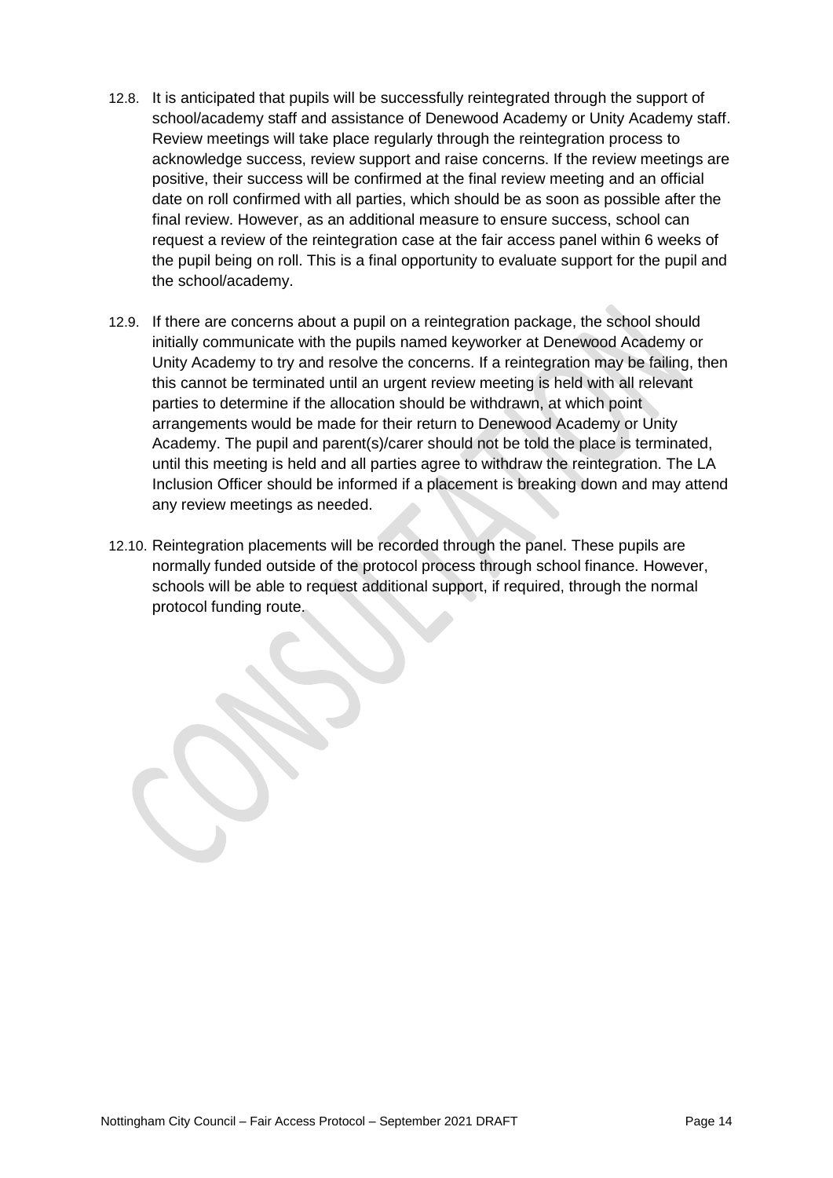12.8. It is anticipated that pupils will be successfully reintegrated through the support of school/academy staff and assistance of Denewood Academy or Unity Academy staff. Review meetings will take place regularly through the reintegration process to acknowledge success, review support and raise concerns. If the review meetings are positive, their success will be confirmed at the final review meeting and an official date on roll confirmed with all parties, which should be as soon as possible after the final review. However, as an additional measure to ensure success, school can request a review of the reintegration case at the fair access panel within 6 weeks of the pupil being on roll. This is a final opportunity to evaluate support for the pupil and the school/academy.

12.9. If there are concerns about a pupil on a reintegration package, the school should initially communicate with the pupils named keyworker at Denewood Academy or Unity Academy to try and resolve the concerns. If a reintegration may be failing, then this cannot be terminated until an urgent review meeting is held with all relevant parties to determine if the allocation should be withdrawn, at which point arrangements would be made for their return to Denewood Academy or Unity Academy. The pupil and parent(s)/carer should not be told the place is terminated, until this meeting is held and all parties agree to withdraw the reintegration. The LA Inclusion Officer should be informed if a placement is breaking down and may attend any review meetings as needed.

12.10. Reintegration placements will be recorded through the panel. These pupils are normally funded outside of the protocol process through school finance. However, schools will be able to request additional support, if required, through the normal protocol funding route.